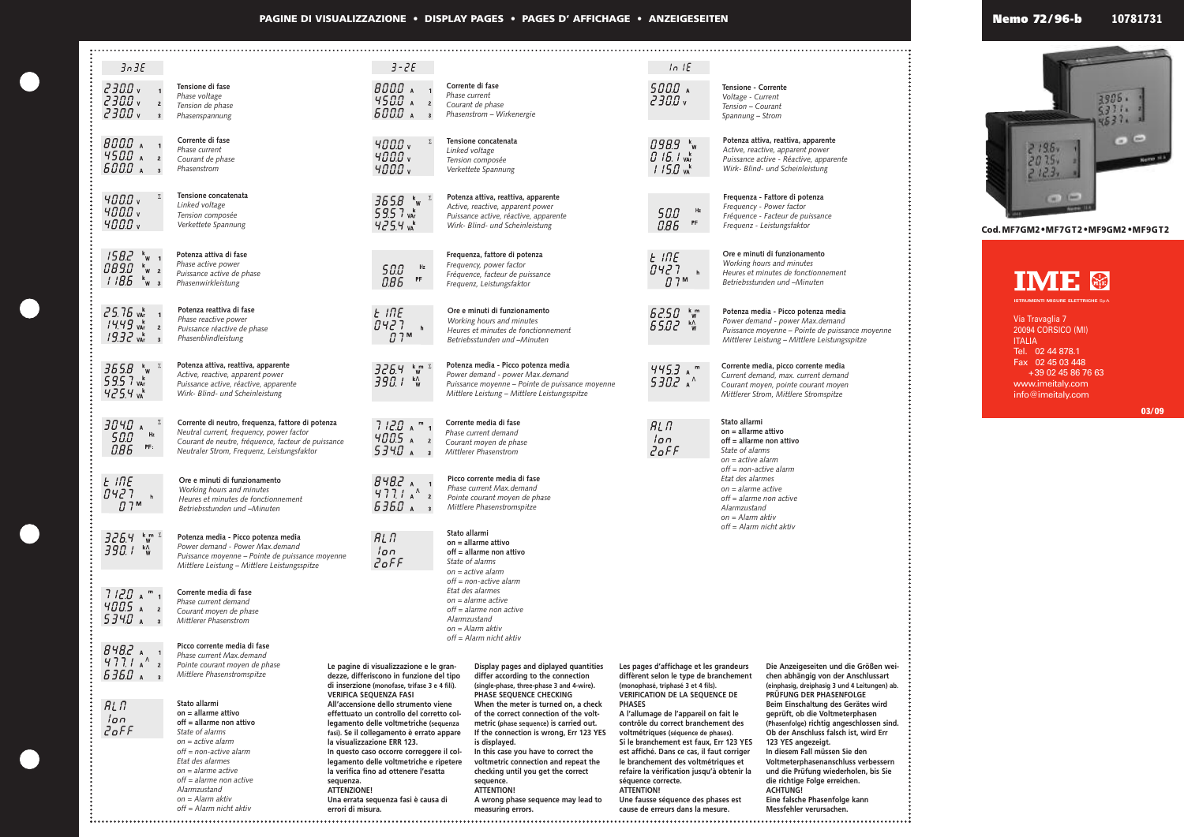# PAGINE DI VISUALIZZAZIONE • DISPLAY PAGES • PAGES D' AFFICHAGE • ANZEIGESEITEN

**Nemo 72/96-b** 10781731

## 3n3E

| Display | Description |
|---|---|
| 230.0 V 1 / 230.0 V 2 / 230.0 V 3 | **Tensione di fase** *Phase voltage* *Tension de phase* *Phasenspannung* |
| 800.0 A 1 / 450.0 A 2 / 600.0 A 3 | **Corrente di fase** *Phase current* *Courant de phase* *Phasenstrom* |
| 400.0 V / 400.0 V / 400.0 V Σ | **Tensione concatenata** *Linked voltage* *Tension composée* *Verkettete Spannung* |
| 158.2 kW 1 / 089.0 kW 2 / 118.6 kW 3 | **Potenza attiva di fase** *Phase active power* *Puissance active de phase* *Phasenwirkleistung* |
| 25.76 kVAr 1 / 14.49 kVAr 2 / 19.32 kVAr 3 | **Potenza reattiva di fase** *Phase reactive power* *Puissance réactive de phase* *Phasenblindleistung* |
| 365.8 kW / 59.57 kVAr / 425.4 kVA Σ | **Potenza attiva, reattiva, apparente** *Active, reactive, apparent power* *Puissance active, réactive, apparente* *Wirk- Blind- und Scheinleistung* |
| 304.0 A / 50.0 Hz / 0.86 PF Σ | **Corrente di neutro, frequenza, fattore di potenza** *Neutral current, frequency, power factor* *Courant de neutre, fréquence, facteur de puissance* *Neutraler Strom, Frequenz, Leistungsfaktor* |
| t InE / 0427 h / 07 M | **Ore e minuti di funzionamento** *Working hours and minutes* *Heures et minutes de fonctionnement* *Betriebsstunden und –Minuten* |
| 326.4 kW m / 390.1 kW ^ Σ | **Potenza media - Picco potenza media** *Power demand - Power Max.demand* *Puissance moyenne – Pointe de puissance moyenne* *Mittlere Leistung – Mittlere Leistungsspitze* |
| 712.0 A m 1 / 400.5 A 2 / 534.0 A 3 | **Corrente media di fase** *Phase current demand* *Courant moyen de phase* *Mittlerer Phasenstrom* |
| 848.2 A 1 / 477.1 A ^ 2 / 636.0 A 3 | **Picco corrente media di fase** *Phase current Max.demand* *Pointe courant moyen de phase* *Mittlere Phasenstromspitze* |
| ALn / 1on / 2oFF | **Stato allarmi** **on = allarme attivo** **off = allarme non attivo** *State of alarms* *on = active alarm* *off = non-active alarm* *Etat des alarmes* *on = alarme active* *off = alarme non active* *Alarmzustand* *on = Alarm aktiv* *off = Alarm nicht aktiv* |

## 3-2E

| Display | Description |
|---|---|
| 800.0 A 1 / 450.0 A 2 / 600.0 A 3 | **Corrente di fase** *Phase current* *Courant de phase* *Phasenstrom – Wirkenergie* |
| 400.0 V / 400.0 V / 400.0 V Σ | **Tensione concatenata** *Linked voltage* *Tension composée* *Verkettete Spannung* |
| 365.8 kW / 59.57 kVAr / 425.4 kVA Σ | **Potenza attiva, reattiva, apparente** *Active, reactive, apparent power* *Puissance active, réactive, apparente* *Wirk- Blind- und Scheinleistung* |
| 50.0 Hz / 0.86 PF | **Frequenza, fattore di potenza** *Frequency, power factor* *Fréquence, facteur de puissance* *Frequenz, Leistungsfaktor* |
| t InE / 0427 h / 07 M | **Ore e minuti di funzionamento** *Working hours and minutes* *Heures et minutes de fonctionnement* *Betriebsstunden und –Minuten* |
| 326.4 kW m / 390.1 kW ^ Σ | **Potenza media - Picco potenza media** *Power demand - Power Max.demand* *Puissance moyenne – Pointe de puissance moyenne* *Mittlere Leistung – Mittlere Leistungsspitze* |
| 712.0 A m 1 / 400.5 A 2 / 534.0 A 3 | **Corrente media di fase** *Phase current demand* *Courant moyen de phase* *Mittlerer Phasenstrom* |
| 848.2 A 1 / 477.1 A ^ 2 / 636.0 A 3 | **Picco corrente media di fase** *Phase current Max.demand* *Pointe courant moyen de phase* *Mittlere Phasenstromspitze* |
| ALn / 1on / 2oFF | **Stato allarmi** **on = allarme attivo** **off = allarme non attivo** *State of alarms* *on = active alarm* *off = non-active alarm* *Etat des alarmes* *on = alarme active* *off = alarme non active* *Alarmzustand* *on = Alarm aktiv* *off = Alarm nicht aktiv* |

## 1n 1E

| Display | Description |
|---|---|
| 500.0 A / 230.0 V | **Tensione - Corrente** *Voltage - Current* *Tension – Courant* *Spannung – Strom* |
| 098.9 kW / 016.1 kVAr / 115.0 kVA | **Potenza attiva, reattiva, apparente** *Active, reactive, apparent power* *Puissance active - Réactive, apparente* *Wirk- Blind- und Scheinleistung* |
| 50.0 Hz / 0.86 PF | **Frequenza - Fattore di potenza** *Frequency - Power factor* *Fréquence - Facteur de puissance* *Frequenz - Leistungsfaktor* |
| t InE / 0427 h / 07 M | **Ore e minuti di funzionamento** *Working hours and minutes* *Heures et minutes de fonctionnement* *Betriebsstunden und –Minuten* |
| 625.0 kW m / 650.2 kW ^ | **Potenza media - Picco potenza media** *Power demand - power Max.demand* *Puissance moyenne – Pointe de puissance moyenne* *Mittlerer Leistung – Mittlere Leistungsspitze* |
| 445.3 A m / 530.2 A ^ | **Corrente media, picco corrente media** *Current demand, max. current demand* *Courant moyen, pointe courant moyen* *Mittlerer Strom, Mittlere Stromspitze* |
| ALn / 1on / 2oFF | **Stato allarmi** **on = allarme attivo** **off = allarme non attivo** *State of alarms* *on = active alarm* *off = non-active alarm* *Etat des alarmes* *on = alarme active* *off = alarme non active* *Alarmzustand* *on = Alarm aktiv* *off = Alarm nicht aktiv* |

Le pagine di visualizzazione e le grandezze, differiscono in funzione del tipo di inserzione (monofase, trifase 3 e 4 fili).
**VERIFICA SEQUENZA FASI**
All'accensione dello strumento viene effettuato un controllo del corretto collegamento delle voltmetriche (sequenza fasi). Se il collegamento è errato appare la visualizzazione ERR 123.
In questo caso occorre correggere il collegamento delle voltmetriche e ripetere la verifica fino ad ottenere l'esatta sequenza.
**ATTENZIONE!**
Una errata sequenza fasi è causa di errori di misura.

Display pages and diplayed quantities differ according to the connection (single-phase, three-phase 3 and 4-wire).
**PHASE SEQUENCE CHECKING**
When the meter is turned on, a check of the correct connection of the voltmetric (phase sequence) is carried out. If the connection is wrong, Err 123 YES is displayed.
In this case you have to correct the voltmetric connection and repeat the checking until you get the correct sequence.
**ATTENTION!**
A wrong phase sequence may lead to measuring errors.

Les pages d'affichage et les grandeurs diffèrent selon le type de branchement (monophasé, triphasé 3 et 4 fils).
**VERIFICATION DE LA SEQUENCE DE PHASES**
A l'allumage de l'appareil on fait le contrôle du correct branchement des voltmétriques (séquence de phases).
Si le branchement est faux, Err 123 YES est affiché. Dans ce cas, il faut corriger le branchement des voltmétriques et refaire la vérification jusqu'à obtenir la séquence correcte.
**ATTENTION!**
Une fausse séquence des phases est cause de erreurs dans la mesure.

Die Anzeigeseiten und die Größen weichen abhängig von der Anschlussart (einphasig, dreiphasig 3 und 4 Leitungen) ab.
**PRÜFUNG DER PHASENFOLGE**
Beim Einschalten des Gerätes wird geprüft, ob die Voltmeterphasen (Phasenfolge) richtig angeschlossen sind. Ob der Anschluss falsch ist, wird Err 123 YES angezeigt.
In diesem Fall müssen Sie den Voltmeterphasenanschluss verbessern und die Prüfung wiederholen, bis Sie die richtige Folge erreichen.
**ACHTUNG!**
Eine falsche Phasenfolge kann Messfehler verursachen.

**Cod. MF7GM2•MF7GT2•MF9GM2•MF9GT2**

**IME**
ISTRUMENTI MISURE ELETTRICHE SpA

Via Travaglia 7
20094 CORSICO (MI)
ITALIA
Tel. 02 44 878.1
Fax 02 45 03 448
+39 02 45 86 76 63
www.imeitaly.com
info@imeitaly.com

03/09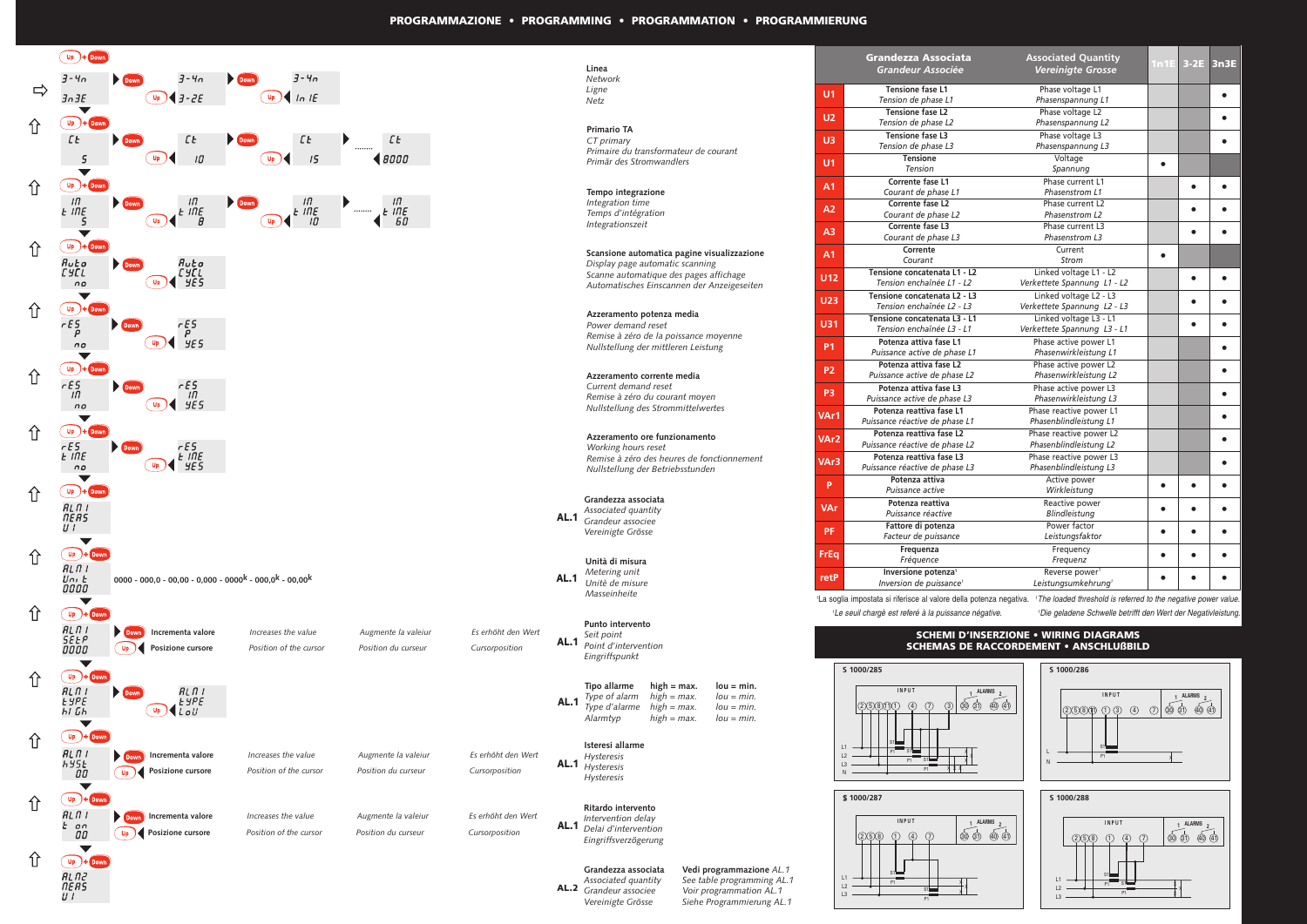# PROGRAMMAZIONE • PROGRAMMING • PROGRAMMATION • PROGRAMMIERUNG

Up + Down

3-4n → Down → 3-4n → Down → 3-4n

3n3E ← Up ← 3-2E ← Up ← 1n 1E

**Linea**
*Network*
*Ligne*
*Netz*

Up + Down

CE 5 → Down → CE 10 → Down → CE 15 → ......... CE 8000

**Primario TA**
*CT primary*
*Primaire du transformateur de courant*
*Primär des Stromwandlers*

Up + Down

In t INE 5 → Down → In t INE 8 → Down → In t INE 10 → ......... In t INE 60

**Tempo integrazione**
*Integration time*
*Temps d'intégration*
*Integrationszeit*

Up + Down

Auto CYCL no → Down → Auto CYCL YES

**Scansione automatica pagine visualizzazione**
*Display page automatic scanning*
*Scanne automatique des pages affichage*
*Automatisches Einscannen der Anzeigeseiten*

Up + Down

rES P no → Down → rES P YES

**Azzeramento potenza media**
*Power demand reset*
*Remise à zéro de la puissance moyenne*
*Nullstellung der mittleren Leistung*

Up + Down

rES In no → Down → rES In YES

**Azzeramento corrente media**
*Current demand reset*
*Remise à zéro du courant moyen*
*Nullstellung des Strommittelwertes*

Up + Down

rES t INE no → Down → rES t INE YES

**Azzeramento ore funzionamento**
*Working hours reset*
*Remise à zéro des heures de fonctionnement*
*Nullstellung der Betriebsstunden*

Up + Down

ALN 1 NEAS U 1

**AL.1** **Grandezza associata**
*Associated quantity*
*Grandeur associee*
*Vereinigte Grösse*

Up + Down

ALN 1 Uni t 0000 — 0000 - 000,0 - 00,00 - 0,000 - 0000k - 000,0k - 00,00k

**AL.1** **Unità di misura**
*Metering unit*
*Unitè de misure*
*Masseinheite*

Up + Down

ALN 1 SEtP 0000 — Down: Incrementa valore / *Increases the value* / *Augmente la valeiur* / *Es erhöht den Wert*; Up: Posizione cursore / *Position of the cursor* / *Position du curseur* / *Cursorposition*

**AL.1** **Punto intervento**
*Seit point*
*Point d'intervention*
*Eingriffspunkt*

Up + Down

ALN 1 tYPE hI Gh → Down → ALN 1 tYPE LoU

**AL.1** **Tipo allarme** high = max. lou = min.
*Type of alarm* *high = max.* *lou = min.*
*Type d'alarme* *high = max.* *lou = min.*
*Alarmtyp* *high = max.* *lou = min.*

Up + Down

ALN 1 hYSt 00 — Down: Incrementa valore / *Increases the value* / *Augmente la valeiur* / *Es erhöht den Wert*; Up: Posizione cursore / *Position of the cursor* / *Position du curseur* / *Cursorposition*

**AL.1** **Isteresi allarme**
*Hysteresis*
*Hysteresis*
*Hysteresis*

Up + Down

ALN 1 t on 00 — Down: Incrementa valore / *Increases the value* / *Augmente la valeiur* / *Es erhöht den Wert*; Up: Posizione cursore / *Position of the cursor* / *Position du curseur* / *Cursorposition*

**AL.1** **Ritardo intervento**
*Intervention delay*
*Delai d'intervention*
*Eingriffsverzögerung*

Up + Down

ALN2 NEAS U 1

**AL.2** **Grandezza associata**
*Associated quantity*
*Grandeur associee*
*Vereinigte Grösse*

**Vedi programmazione** *AL.1*
*See table programming AL.1*
*Voir programmation AL.1*
*Siehe Programmierung AL.1*

| | Grandezza Associata *Grandeur Associée* | Associated Quantity *Vereinigte Grosse* | 1n1E | 3-2E | 3n3E |
|---|---|---|---|---|---|
| U1 | Tensione fase L1 *Tension de phase L1* | Phase voltage L1 *Phasenspannung L1* | | | • |
| U2 | Tensione fase L2 *Tension de phase L2* | Phase voltage L2 *Phasenspannung L2* | | | • |
| U3 | Tensione fase L3 *Tension de phase L3* | Phase voltage L3 *Phasenspannung L3* | | | • |
| U1 | Tensione *Tension* | Voltage *Spannung* | • | | |
| A1 | Corrente fase L1 *Courant de phase L1* | Phase current L1 *Phasenstrom L1* | | • | • |
| A2 | Corrente fase L2 *Courant de phase L2* | Phase current L2 *Phasenstrom L2* | | • | • |
| A3 | Corrente fase L3 *Courant de phase L3* | Phase current L3 *Phasenstrom L3* | | • | • |
| A1 | Corrente *Courant* | Current *Strom* | • | | |
| U12 | Tensione concatenata L1 - L2 *Tension enchainée L1 - L2* | Linked voltage L1 - L2 *Verkettete Spannung L1 - L2* | | • | • |
| U23 | Tensione concatenata L2 - L3 *Tension enchainée L2 - L3* | Linked voltage L2 - L3 *Verkettete Spannung L2 - L3* | | • | • |
| U31 | Tensione concatenata L3 - L1 *Tension enchainée L3 - L1* | Linked voltage L3 - L1 *Verkettete Spannung L3 - L1* | | • | • |
| P1 | Potenza attiva fase L1 *Puissance active de phase L1* | Phase active power L1 *Phasenwirkleistung L1* | | | • |
| P2 | Potenza attiva fase L2 *Puissance active de phase L2* | Phase active power L2 *Phasenwirkleistung L2* | | | • |
| P3 | Potenza attiva fase L3 *Puissance active de phase L3* | Phase active power L3 *Phasenwirkleistung L3* | | | • |
| VAr1 | Potenza reattiva fase L1 *Puissance réactive de phase L1* | Phase reactive power L1 *Phasenblindleistung L1* | | | • |
| VAr2 | Potenza reattiva fase L2 *Puissance réactive de phase L2* | Phase reactive power L2 *Phasenblindleistung L2* | | | • |
| VAr3 | Potenza reattiva fase L3 *Puissance réactive de phase L3* | Phase reactive power L3 *Phasenblindleistung L3* | | | • |
| P | Potenza attiva *Puissance active* | Active power *Wirkleistung* | • | • | • |
| VAr | Potenza reattiva *Puissance réactive* | Reactive power *Blindleistung* | • | • | • |
| PF | Fattore di potenza *Facteur de puissance* | Power factor *Leistungsfaktor* | • | • | • |
| FrEq | Frequenza *Fréquence* | Frequency *Frequenz* | • | • | • |
| retP | Inversione potenza[1] *Inversion de puissance*[1] | Reverse power[1] *Leistungsumkehrung*[1] | • | • | • |

[1]La soglia impostata si riferisce al valore della potenza negativa. [1]*The loaded threshold is referred to the negative power value.*
[1]*Le seuil chargè est referé à la puissance négative.* [1]*Die geladene Schwelle betrifft den Wert der Negativleistung.*

## SCHEMI D'INSERZIONE • WIRING DIAGRAMS
## SCHEMAS DE RACCORDEMENT • ANSCHLUßBILD

S 1000/285

S 1000/286

S 1000/287

S 1000/288